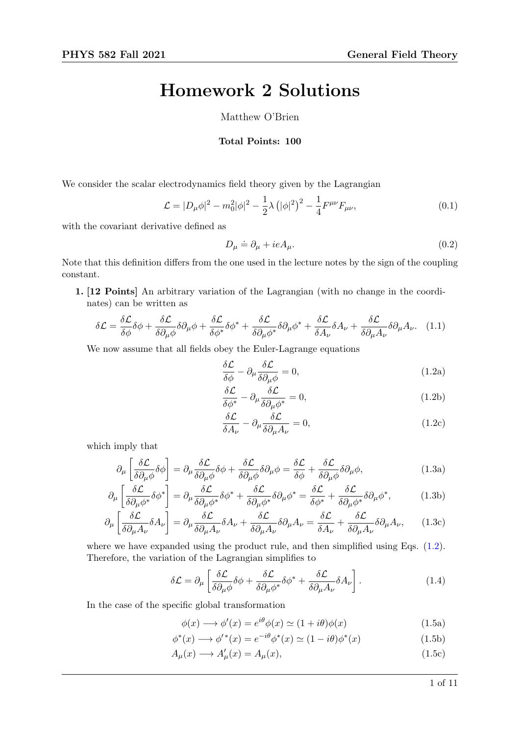# Homework 2 Solutions

Matthew O'Brien

**Total Points: 100**

We consider the scalar electrodynamics field theory given by the Lagrangian

$$\mathcal{L} = |D_\mu \phi|^2 - m_0^2 |\phi|^2 - \frac{1}{2}\lambda \left(|\phi|^2\right)^2 - \frac{1}{4}F^{\mu\nu}F_{\mu\nu}, \tag{0.1}$$

with the covariant derivative defined as

$$D_\mu \doteq \partial_\mu + ieA_\mu. \tag{0.2}$$

Note that this definition differs from the one used in the lecture notes by the sign of the coupling constant.

**1. [12 Points]** An arbitrary variation of the Lagrangian (with no change in the coordinates) can be written as

$$\delta\mathcal{L} = \frac{\delta\mathcal{L}}{\delta\phi}\delta\phi + \frac{\delta\mathcal{L}}{\delta\partial_\mu\phi}\delta\partial_\mu\phi + \frac{\delta\mathcal{L}}{\delta\phi^*}\delta\phi^* + \frac{\delta\mathcal{L}}{\delta\partial_\mu\phi^*}\delta\partial_\mu\phi^* + \frac{\delta\mathcal{L}}{\delta A_\nu}\delta A_\nu + \frac{\delta\mathcal{L}}{\delta\partial_\mu A_\nu}\delta\partial_\mu A_\nu. \tag{1.1}$$

We now assume that all fields obey the Euler-Lagrange equations

$$\frac{\delta\mathcal{L}}{\delta\phi} - \partial_\mu\frac{\delta\mathcal{L}}{\delta\partial_\mu\phi} = 0, \tag{1.2a}$$

$$\frac{\delta\mathcal{L}}{\delta\phi^*} - \partial_\mu\frac{\delta\mathcal{L}}{\delta\partial_\mu\phi^*} = 0, \tag{1.2b}$$

$$\frac{\delta\mathcal{L}}{\delta A_\nu} - \partial_\mu\frac{\delta\mathcal{L}}{\delta\partial_\mu A_\nu} = 0, \tag{1.2c}$$

which imply that

$$\partial_\mu\left[\frac{\delta\mathcal{L}}{\delta\partial_\mu\phi}\delta\phi\right] = \partial_\mu\frac{\delta\mathcal{L}}{\delta\partial_\mu\phi}\delta\phi + \frac{\delta\mathcal{L}}{\delta\partial_\mu\phi}\delta\partial_\mu\phi = \frac{\delta\mathcal{L}}{\delta\phi} + \frac{\delta\mathcal{L}}{\delta\partial_\mu\phi}\delta\partial_\mu\phi, \tag{1.3a}$$

$$\partial_\mu\left[\frac{\delta\mathcal{L}}{\delta\partial_\mu\phi^*}\delta\phi^*\right] = \partial_\mu\frac{\delta\mathcal{L}}{\delta\partial_\mu\phi^*}\delta\phi^* + \frac{\delta\mathcal{L}}{\delta\partial_\mu\phi^*}\delta\partial_\mu\phi^* = \frac{\delta\mathcal{L}}{\delta\phi^*} + \frac{\delta\mathcal{L}}{\delta\partial_\mu\phi^*}\delta\partial_\mu\phi^*, \tag{1.3b}$$

$$\partial_\mu\left[\frac{\delta\mathcal{L}}{\delta\partial_\mu A_\nu}\delta A_\nu\right] = \partial_\mu\frac{\delta\mathcal{L}}{\delta\partial_\mu A_\nu}\delta A_\nu + \frac{\delta\mathcal{L}}{\delta\partial_\mu A_\nu}\delta\partial_\mu A_\nu = \frac{\delta\mathcal{L}}{\delta A_\nu} + \frac{\delta\mathcal{L}}{\delta\partial_\mu A_\nu}\delta\partial_\mu A_\nu, \tag{1.3c}$$

where we have expanded using the product rule, and then simplified using Eqs. (1.2). Therefore, the variation of the Lagrangian simplifies to

$$\delta\mathcal{L} = \partial_\mu\left[\frac{\delta\mathcal{L}}{\delta\partial_\mu\phi}\delta\phi + \frac{\delta\mathcal{L}}{\delta\partial_\mu\phi^*}\delta\phi^* + \frac{\delta\mathcal{L}}{\delta\partial_\mu A_\nu}\delta A_\nu\right]. \tag{1.4}$$

In the case of the specific global transformation

$$\phi(x) \longrightarrow \phi'(x) = e^{i\theta}\phi(x) \simeq (1 + i\theta)\phi(x) \tag{1.5a}$$

$$\phi^*(x) \longrightarrow \phi'^*(x) = e^{-i\theta}\phi^*(x) \simeq (1 - i\theta)\phi^*(x) \tag{1.5b}$$

$$A_\mu(x) \longrightarrow A'_\mu(x) = A_\mu(x), \tag{1.5c}$$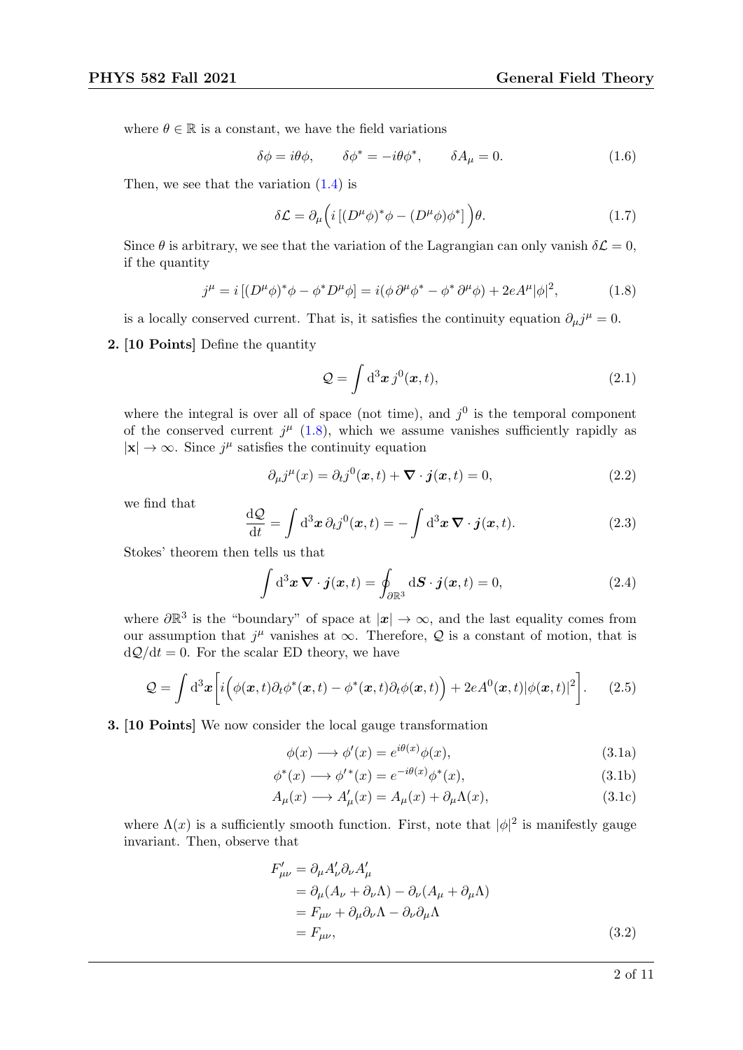where $\theta \in \mathbb{R}$ is a constant, we have the field variations

$$\delta\phi = i\theta\phi, \qquad \delta\phi^* = -i\theta\phi^*, \qquad \delta A_\mu = 0. \tag{1.6}$$

Then, we see that the variation (1.4) is

$$\delta\mathcal{L} = \partial_\mu\Big(i\left[(D^\mu\phi)^*\phi - (D^\mu\phi)\phi^*\right]\Big)\theta. \tag{1.7}$$

Since $\theta$ is arbitrary, we see that the variation of the Lagrangian can only vanish $\delta\mathcal{L} = 0$, if the quantity

$$j^\mu = i\left[(D^\mu\phi)^*\phi - \phi^* D^\mu\phi\right] = i(\phi\,\partial^\mu\phi^* - \phi^*\,\partial^\mu\phi) + 2eA^\mu|\phi|^2, \tag{1.8}$$

is a locally conserved current. That is, it satisfies the continuity equation $\partial_\mu j^\mu = 0$.

**2. [10 Points]** Define the quantity

$$\mathcal{Q} = \int \mathrm{d}^3\boldsymbol{x}\, j^0(\boldsymbol{x}, t), \tag{2.1}$$

where the integral is over all of space (not time), and $j^0$ is the temporal component of the conserved current $j^\mu$ (1.8), which we assume vanishes sufficiently rapidly as $|\mathbf{x}| \to \infty$. Since $j^\mu$ satisfies the continuity equation

$$\partial_\mu j^\mu(x) = \partial_t j^0(\boldsymbol{x}, t) + \boldsymbol{\nabla}\cdot\boldsymbol{j}(\boldsymbol{x}, t) = 0, \tag{2.2}$$

we find that

$$\frac{\mathrm{d}\mathcal{Q}}{\mathrm{d}t} = \int \mathrm{d}^3\boldsymbol{x}\,\partial_t j^0(\boldsymbol{x}, t) = -\int \mathrm{d}^3\boldsymbol{x}\,\boldsymbol{\nabla}\cdot\boldsymbol{j}(\boldsymbol{x}, t). \tag{2.3}$$

Stokes' theorem then tells us that

$$\int \mathrm{d}^3\boldsymbol{x}\,\boldsymbol{\nabla}\cdot\boldsymbol{j}(\boldsymbol{x}, t) = \oint_{\partial\mathbb{R}^3} \mathrm{d}\boldsymbol{S}\cdot\boldsymbol{j}(\boldsymbol{x}, t) = 0, \tag{2.4}$$

where $\partial\mathbb{R}^3$ is the "boundary" of space at $|\boldsymbol{x}| \to \infty$, and the last equality comes from our assumption that $j^\mu$ vanishes at $\infty$. Therefore, $\mathcal{Q}$ is a constant of motion, that is $\mathrm{d}\mathcal{Q}/\mathrm{d}t = 0$. For the scalar ED theory, we have

$$\mathcal{Q} = \int \mathrm{d}^3\boldsymbol{x}\bigg[i\Big(\phi(\boldsymbol{x}, t)\partial_t\phi^*(\boldsymbol{x}, t) - \phi^*(\boldsymbol{x}, t)\partial_t\phi(\boldsymbol{x}, t)\Big) + 2eA^0(\boldsymbol{x}, t)|\phi(\boldsymbol{x}, t)|^2\bigg]. \tag{2.5}$$

**3. [10 Points]** We now consider the local gauge transformation

$$\phi(x) \longrightarrow \phi'(x) = e^{i\theta(x)}\phi(x), \tag{3.1a}$$

$$\phi^*(x) \longrightarrow \phi'^*(x) = e^{-i\theta(x)}\phi^*(x), \tag{3.1b}$$

$$A_\mu(x) \longrightarrow A'_\mu(x) = A_\mu(x) + \partial_\mu\Lambda(x), \tag{3.1c}$$

where $\Lambda(x)$ is a sufficiently smooth function. First, note that $|\phi|^2$ is manifestly gauge invariant. Then, observe that

$$\begin{aligned}
F'_{\mu\nu} &= \partial_\mu A'_\nu \partial_\nu A'_\mu \\
&= \partial_\mu(A_\nu + \partial_\nu\Lambda) - \partial_\nu(A_\mu + \partial_\mu\Lambda) \\
&= F_{\mu\nu} + \partial_\mu\partial_\nu\Lambda - \partial_\nu\partial_\mu\Lambda \\
&= F_{\mu\nu},
\end{aligned} \tag{3.2}$$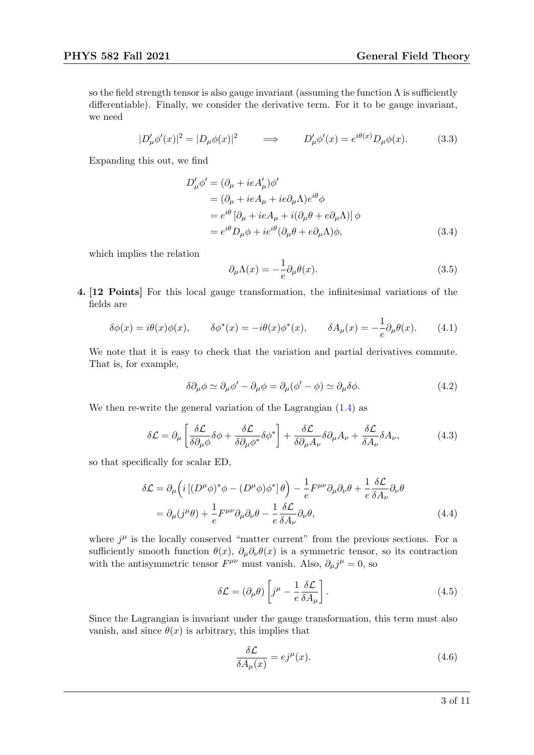so the field strength tensor is also gauge invariant (assuming the function $\Lambda$ is sufficiently differentiable). Finally, we consider the derivative term. For it to be gauge invariant, we need

$$|D'_\mu \phi'(x)|^2 = |D_\mu \phi(x)|^2 \qquad \Longrightarrow \qquad D'_\mu \phi'(x) = e^{i\theta(x)} D_\mu \phi(x). \tag{3.3}$$

Expanding this out, we find

$$\begin{aligned}
D'_\mu \phi' &= (\partial_\mu + ieA'_\mu)\phi' \\
&= (\partial_\mu + ieA_\mu + ie\partial_\mu \Lambda) e^{i\theta} \phi \\
&= e^{i\theta} \left[\partial_\mu + ieA_\mu + i(\partial_\mu \theta + e\partial_\mu \Lambda)\right] \phi \\
&= e^{i\theta} D_\mu \phi + ie^{i\theta}(\partial_\mu \theta + e\partial_\mu \Lambda)\phi,
\end{aligned} \tag{3.4}$$

which implies the relation

$$\partial_\mu \Lambda(x) = -\frac{1}{e}\partial_\mu \theta(x). \tag{3.5}$$

4. **[12 Points]** For this local gauge transformation, the infinitesimal variations of the fields are

$$\delta\phi(x) = i\theta(x)\phi(x), \qquad \delta\phi^*(x) = -i\theta(x)\phi^*(x), \qquad \delta A_\mu(x) = -\frac{1}{e}\partial_\mu \theta(x). \tag{4.1}$$

We note that it is easy to check that the variation and partial derivatives commute. That is, for example,

$$\delta\partial_\mu \phi \simeq \partial_\mu \phi' - \partial_\mu \phi = \partial_\mu(\phi' - \phi) \simeq \partial_\mu \delta\phi. \tag{4.2}$$

We then re-write the general variation of the Lagrangian (1.4) as

$$\delta\mathcal{L} = \partial_\mu \left[\frac{\delta\mathcal{L}}{\delta\partial_\mu \phi}\delta\phi + \frac{\delta\mathcal{L}}{\delta\partial_\mu \phi^*}\delta\phi^*\right] + \frac{\delta\mathcal{L}}{\delta\partial_\mu A_\nu}\delta\partial_\mu A_\nu + \frac{\delta\mathcal{L}}{\delta A_\nu}\delta A_\nu, \tag{4.3}$$

so that specifically for scalar ED,

$$\begin{aligned}
\delta\mathcal{L} &= \partial_\mu \Big( i\left[(D^\mu \phi)^* \phi - (D^\mu \phi)\phi^*\right]\theta \Big) - \frac{1}{e}F^{\mu\nu}\partial_\mu \partial_\nu \theta + \frac{1}{e}\frac{\delta\mathcal{L}}{\delta A_\nu}\partial_\nu \theta \\
&= \partial_\mu (j^\mu \theta) + \frac{1}{e}F^{\mu\nu}\partial_\mu \partial_\nu \theta - \frac{1}{e}\frac{\delta\mathcal{L}}{\delta A_\nu}\partial_\nu \theta,
\end{aligned} \tag{4.4}$$

where $j^\mu$ is the locally conserved "matter current" from the previous sections. For a sufficiently smooth function $\theta(x)$, $\partial_\mu \partial_\nu \theta(x)$ is a symmetric tensor, so its contraction with the antisymmetric tensor $F^{\mu\nu}$ must vanish. Also, $\partial_\mu j^\mu = 0$, so

$$\delta\mathcal{L} = (\partial_\mu \theta)\left[j^\mu - \frac{1}{e}\frac{\delta\mathcal{L}}{\delta A_\mu}\right]. \tag{4.5}$$

Since the Lagrangian is invariant under the gauge transformation, this term must also vanish, and since $\theta(x)$ is arbitrary, this implies that

$$\frac{\delta\mathcal{L}}{\delta A_\mu(x)} = ej^\mu(x). \tag{4.6}$$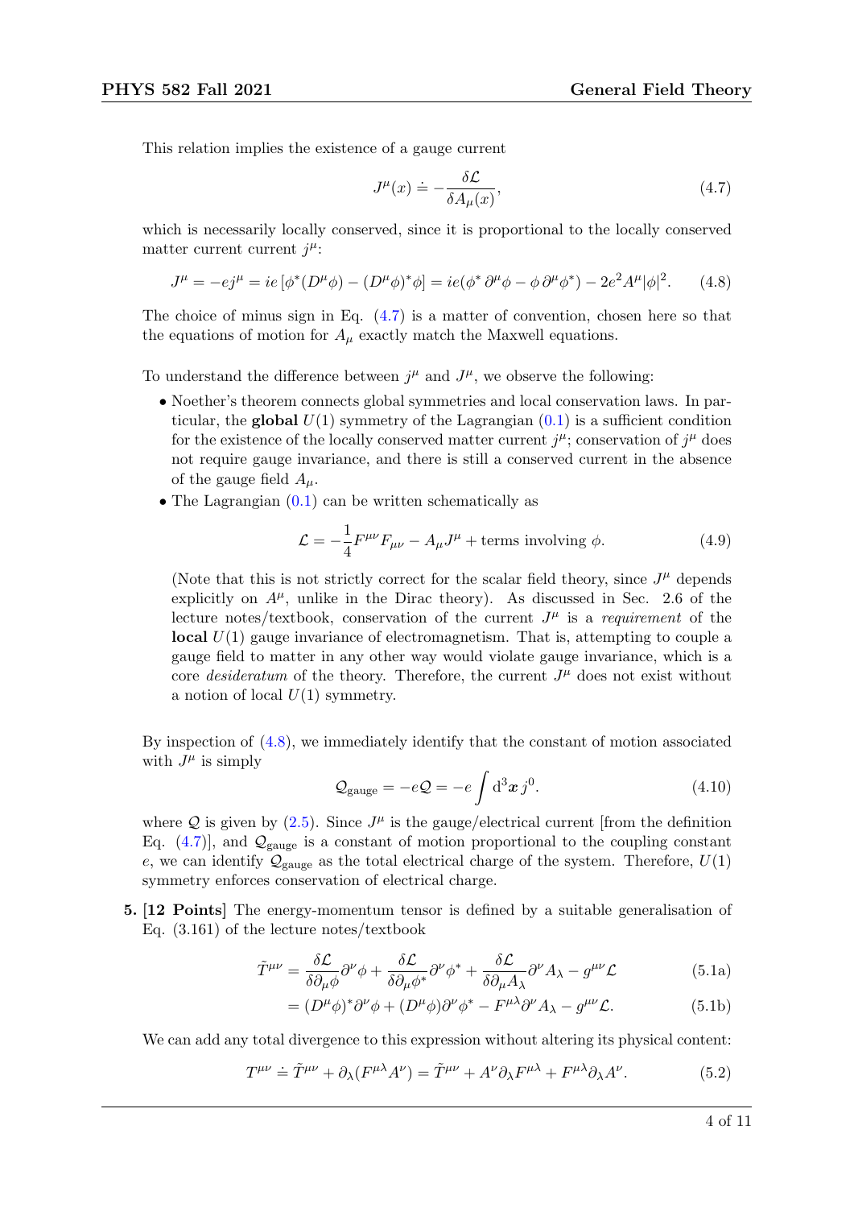This relation implies the existence of a gauge current

$$J^\mu(x) \doteq -\frac{\delta \mathcal{L}}{\delta A_\mu(x)}, \tag{4.7}$$

which is necessarily locally conserved, since it is proportional to the locally conserved matter current current $j^\mu$:

$$J^\mu = -ej^\mu = ie\left[\phi^*(D^\mu\phi) - (D^\mu\phi)^*\phi\right] = ie(\phi^*\,\partial^\mu\phi - \phi\,\partial^\mu\phi^*) - 2e^2 A^\mu|\phi|^2. \tag{4.8}$$

The choice of minus sign in Eq. (4.7) is a matter of convention, chosen here so that the equations of motion for $A_\mu$ exactly match the Maxwell equations.

To understand the difference between $j^\mu$ and $J^\mu$, we observe the following:

- Noether's theorem connects global symmetries and local conservation laws. In particular, the **global** $U(1)$ symmetry of the Lagrangian (0.1) is a sufficient condition for the existence of the locally conserved matter current $j^\mu$; conservation of $j^\mu$ does not require gauge invariance, and there is still a conserved current in the absence of the gauge field $A_\mu$.
- The Lagrangian (0.1) can be written schematically as

$$\mathcal{L} = -\frac{1}{4}F^{\mu\nu}F_{\mu\nu} - A_\mu J^\mu + \text{terms involving } \phi. \tag{4.9}$$

  (Note that this is not strictly correct for the scalar field theory, since $J^\mu$ depends explicitly on $A^\mu$, unlike in the Dirac theory). As discussed in Sec. 2.6 of the lecture notes/textbook, conservation of the current $J^\mu$ is a *requirement* of the **local** $U(1)$ gauge invariance of electromagnetism. That is, attempting to couple a gauge field to matter in any other way would violate gauge invariance, which is a core *desideratum* of the theory. Therefore, the current $J^\mu$ does not exist without a notion of local $U(1)$ symmetry.

By inspection of (4.8), we immediately identify that the constant of motion associated with $J^\mu$ is simply

$$\mathcal{Q}_{\text{gauge}} = -e\mathcal{Q} = -e\int \mathrm{d}^3\boldsymbol{x}\, j^0. \tag{4.10}$$

where $\mathcal{Q}$ is given by (2.5). Since $J^\mu$ is the gauge/electrical current [from the definition Eq. (4.7)], and $\mathcal{Q}_{\text{gauge}}$ is a constant of motion proportional to the coupling constant $e$, we can identify $\mathcal{Q}_{\text{gauge}}$ as the total electrical charge of the system. Therefore, $U(1)$ symmetry enforces conservation of electrical charge.

5. **[12 Points]** The energy-momentum tensor is defined by a suitable generalisation of Eq. (3.161) of the lecture notes/textbook

$$\tilde{T}^{\mu\nu} = \frac{\delta\mathcal{L}}{\delta\partial_\mu\phi}\partial^\nu\phi + \frac{\delta\mathcal{L}}{\delta\partial_\mu\phi^*}\partial^\nu\phi^* + \frac{\delta\mathcal{L}}{\delta\partial_\mu A_\lambda}\partial^\nu A_\lambda - g^{\mu\nu}\mathcal{L} \tag{5.1a}$$

$$= (D^\mu\phi)^*\partial^\nu\phi + (D^\mu\phi)\partial^\nu\phi^* - F^{\mu\lambda}\partial^\nu A_\lambda - g^{\mu\nu}\mathcal{L}. \tag{5.1b}$$

We can add any total divergence to this expression without altering its physical content:

$$T^{\mu\nu} \doteq \tilde{T}^{\mu\nu} + \partial_\lambda(F^{\mu\lambda}A^\nu) = \tilde{T}^{\mu\nu} + A^\nu\partial_\lambda F^{\mu\lambda} + F^{\mu\lambda}\partial_\lambda A^\nu. \tag{5.2}$$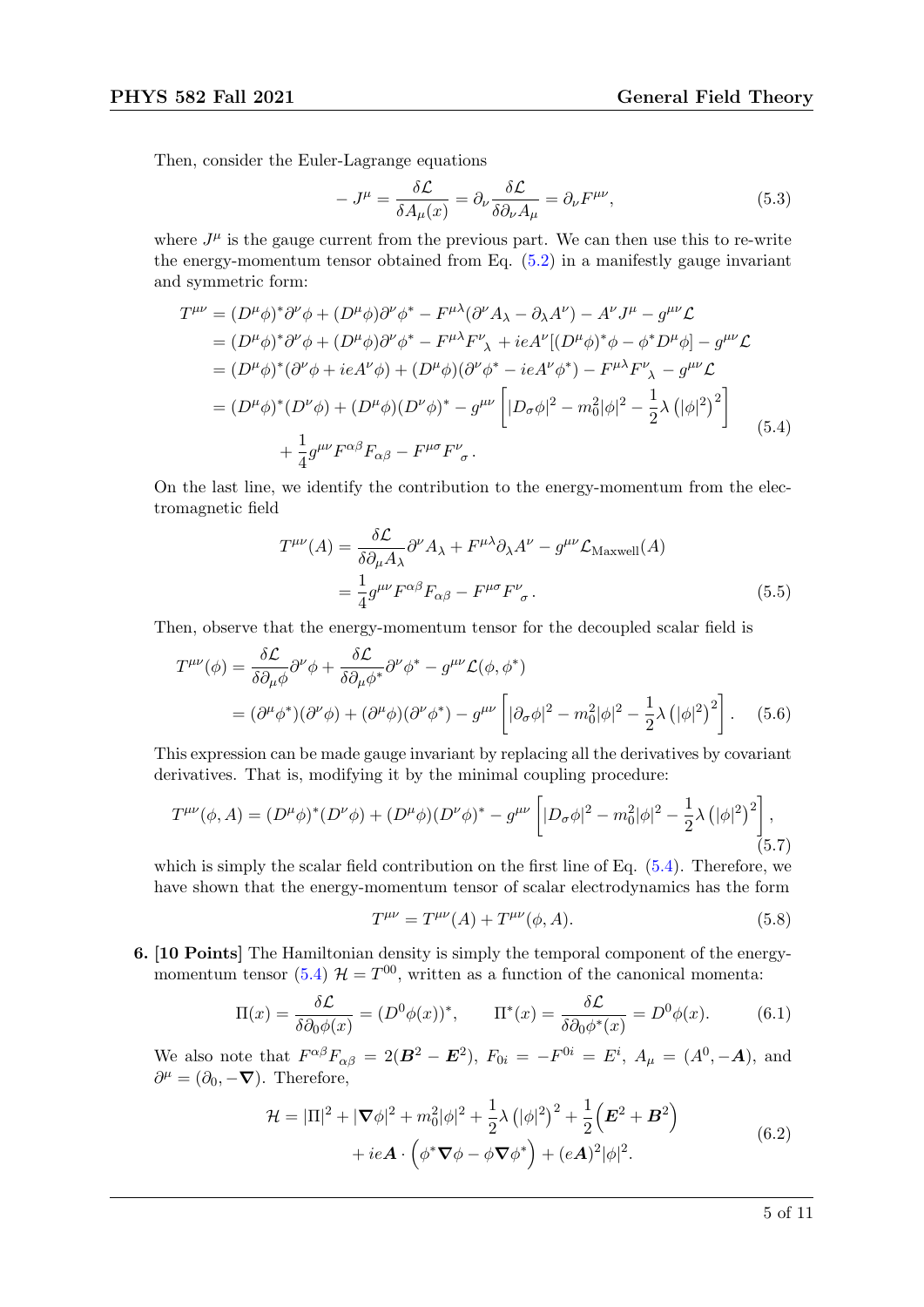Then, consider the Euler-Lagrange equations

$$
-J^\mu = \frac{\delta \mathcal{L}}{\delta A_\mu(x)} = \partial_\nu \frac{\delta \mathcal{L}}{\delta \partial_\nu A_\mu} = \partial_\nu F^{\mu\nu}, \tag{5.3}
$$

where $J^\mu$ is the gauge current from the previous part. We can then use this to re-write the energy-momentum tensor obtained from Eq. (5.2) in a manifestly gauge invariant and symmetric form:

$$
\begin{aligned}
T^{\mu\nu} &= (D^\mu\phi)^*\partial^\nu\phi + (D^\mu\phi)\partial^\nu\phi^* - F^{\mu\lambda}(\partial^\nu A_\lambda - \partial_\lambda A^\nu) - A^\nu J^\mu - g^{\mu\nu}\mathcal{L} \\
&= (D^\mu\phi)^*\partial^\nu\phi + (D^\mu\phi)\partial^\nu\phi^* - F^{\mu\lambda}F^\nu{}_\lambda + ieA^\nu[(D^\mu\phi)^*\phi - \phi^* D^\mu\phi] - g^{\mu\nu}\mathcal{L} \\
&= (D^\mu\phi)^*(\partial^\nu\phi + ieA^\nu\phi) + (D^\mu\phi)(\partial^\nu\phi^* - ieA^\nu\phi^*) - F^{\mu\lambda}F^\nu{}_\lambda - g^{\mu\nu}\mathcal{L} \\
&= (D^\mu\phi)^*(D^\nu\phi) + (D^\mu\phi)(D^\nu\phi)^* - g^{\mu\nu}\left[|D_\sigma\phi|^2 - m_0^2|\phi|^2 - \frac{1}{2}\lambda\left(|\phi|^2\right)^2\right] \\
&\quad + \frac{1}{4}g^{\mu\nu}F^{\alpha\beta}F_{\alpha\beta} - F^{\mu\sigma}F^\nu{}_\sigma.
\end{aligned} \tag{5.4}
$$

On the last line, we identify the contribution to the energy-momentum from the electromagnetic field

$$
\begin{aligned}
T^{\mu\nu}(A) &= \frac{\delta\mathcal{L}}{\delta\partial_\mu A_\lambda}\partial^\nu A_\lambda + F^{\mu\lambda}\partial_\lambda A^\nu - g^{\mu\nu}\mathcal{L}_{\text{Maxwell}}(A) \\
&= \frac{1}{4}g^{\mu\nu}F^{\alpha\beta}F_{\alpha\beta} - F^{\mu\sigma}F^\nu{}_\sigma.
\end{aligned} \tag{5.5}
$$

Then, observe that the energy-momentum tensor for the decoupled scalar field is

$$
\begin{aligned}
T^{\mu\nu}(\phi) &= \frac{\delta\mathcal{L}}{\delta\partial_\mu\phi}\partial^\nu\phi + \frac{\delta\mathcal{L}}{\delta\partial_\mu\phi^*}\partial^\nu\phi^* - g^{\mu\nu}\mathcal{L}(\phi,\phi^*) \\
&= (\partial^\mu\phi^*)(\partial^\nu\phi) + (\partial^\mu\phi)(\partial^\nu\phi^*) - g^{\mu\nu}\left[|\partial_\sigma\phi|^2 - m_0^2|\phi|^2 - \frac{1}{2}\lambda\left(|\phi|^2\right)^2\right].
\end{aligned} \tag{5.6}
$$

This expression can be made gauge invariant by replacing all the derivatives by covariant derivatives. That is, modifying it by the minimal coupling procedure:

$$
T^{\mu\nu}(\phi, A) = (D^\mu\phi)^*(D^\nu\phi) + (D^\mu\phi)(D^\nu\phi)^* - g^{\mu\nu}\left[|D_\sigma\phi|^2 - m_0^2|\phi|^2 - \frac{1}{2}\lambda\left(|\phi|^2\right)^2\right], \tag{5.7}
$$

which is simply the scalar field contribution on the first line of Eq. (5.4). Therefore, we have shown that the energy-momentum tensor of scalar electrodynamics has the form

$$
T^{\mu\nu} = T^{\mu\nu}(A) + T^{\mu\nu}(\phi, A). \tag{5.8}
$$

6. **[10 Points]** The Hamiltonian density is simply the temporal component of the energy-momentum tensor (5.4) $\mathcal{H} = T^{00}$, written as a function of the canonical momenta:

$$
\Pi(x) = \frac{\delta\mathcal{L}}{\delta\partial_0\phi(x)} = (D^0\phi(x))^*, \qquad \Pi^*(x) = \frac{\delta\mathcal{L}}{\delta\partial_0\phi^*(x)} = D^0\phi(x). \tag{6.1}
$$

We also note that $F^{\alpha\beta}F_{\alpha\beta} = 2(\boldsymbol{B}^2 - \boldsymbol{E}^2)$, $F_{0i} = -F^{0i} = E^i$, $A_\mu = (A^0, -\boldsymbol{A})$, and $\partial^\mu = (\partial_0, -\boldsymbol{\nabla})$. Therefore,

$$
\begin{aligned}
\mathcal{H} = |\Pi|^2 + |\boldsymbol{\nabla}\phi|^2 + m_0^2|\phi|^2 + \frac{1}{2}\lambda\left(|\phi|^2\right)^2 + \frac{1}{2}\Big(\boldsymbol{E}^2 + \boldsymbol{B}^2\Big) \\
+ ie\boldsymbol{A}\cdot\Big(\phi^*\boldsymbol{\nabla}\phi - \phi\boldsymbol{\nabla}\phi^*\Big) + (e\boldsymbol{A})^2|\phi|^2.
\end{aligned} \tag{6.2}
$$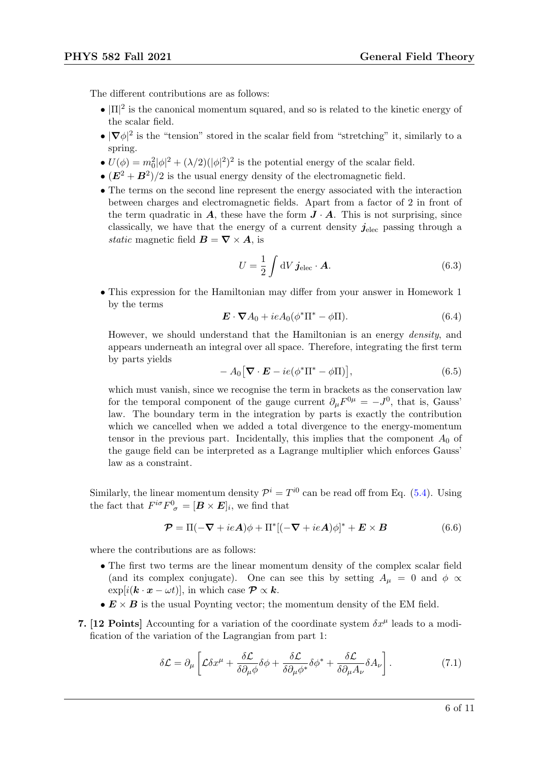The different contributions are as follows:

- $|\Pi|^2$ is the canonical momentum squared, and so is related to the kinetic energy of the scalar field.
- $|\boldsymbol{\nabla}\phi|^2$ is the "tension" stored in the scalar field from "stretching" it, similarly to a spring.
- $U(\phi) = m_0^2|\phi|^2 + (\lambda/2)(|\phi|^2)^2$ is the potential energy of the scalar field.
- $(\boldsymbol{E}^2 + \boldsymbol{B}^2)/2$ is the usual energy density of the electromagnetic field.
- The terms on the second line represent the energy associated with the interaction between charges and electromagnetic fields. Apart from a factor of 2 in front of the term quadratic in $\boldsymbol{A}$, these have the form $\boldsymbol{J} \cdot \boldsymbol{A}$. This is not surprising, since classically, we have that the energy of a current density $\boldsymbol{j}_{\text{elec}}$ passing through a *static* magnetic field $\boldsymbol{B} = \boldsymbol{\nabla} \times \boldsymbol{A}$, is

$$U = \frac{1}{2} \int \mathrm{d}V\, \boldsymbol{j}_{\text{elec}} \cdot \boldsymbol{A}. \tag{6.3}$$

- This expression for the Hamiltonian may differ from your answer in Homework 1 by the terms

$$\boldsymbol{E} \cdot \boldsymbol{\nabla} A_0 + ieA_0(\phi^*\Pi^* - \phi\Pi). \tag{6.4}$$

However, we should understand that the Hamiltonian is an energy *density*, and appears underneath an integral over all space. Therefore, integrating the first term by parts yields

$$-A_0\big[\boldsymbol{\nabla} \cdot \boldsymbol{E} - ie(\phi^*\Pi^* - \phi\Pi)\big], \tag{6.5}$$

which must vanish, since we recognise the term in brackets as the conservation law for the temporal component of the gauge current $\partial_\mu F^{0\mu} = -J^0$, that is, Gauss' law. The boundary term in the integration by parts is exactly the contribution which we cancelled when we added a total divergence to the energy-momentum tensor in the previous part. Incidentally, this implies that the component $A_0$ of the gauge field can be interpreted as a Lagrange multiplier which enforces Gauss' law as a constraint.

Similarly, the linear momentum density $\mathcal{P}^i = T^{i0}$ can be read off from Eq. (5.4). Using the fact that $F^{i\sigma}F^0{}_\sigma = [\boldsymbol{B} \times \boldsymbol{E}]_i$, we find that

$$\boldsymbol{\mathcal{P}} = \Pi(-\boldsymbol{\nabla} + ie\boldsymbol{A})\phi + \Pi^*[(-\boldsymbol{\nabla} + ie\boldsymbol{A})\phi]^* + \boldsymbol{E} \times \boldsymbol{B} \tag{6.6}$$

where the contributions are as follows:

- The first two terms are the linear momentum density of the complex scalar field (and its complex conjugate). One can see this by setting $A_\mu = 0$ and $\phi \propto \exp[i(\boldsymbol{k} \cdot \boldsymbol{x} - \omega t)]$, in which case $\boldsymbol{\mathcal{P}} \propto \boldsymbol{k}$.
- $\boldsymbol{E} \times \boldsymbol{B}$ is the usual Poynting vector; the momentum density of the EM field.

**7. [12 Points]** Accounting for a variation of the coordinate system $\delta x^\mu$ leads to a modification of the variation of the Lagrangian from part 1:

$$\delta\mathcal{L} = \partial_\mu \left[\mathcal{L}\delta x^\mu + \frac{\delta\mathcal{L}}{\delta\partial_\mu\phi}\delta\phi + \frac{\delta\mathcal{L}}{\delta\partial_\mu\phi^*}\delta\phi^* + \frac{\delta\mathcal{L}}{\delta\partial_\mu A_\nu}\delta A_\nu\right]. \tag{7.1}$$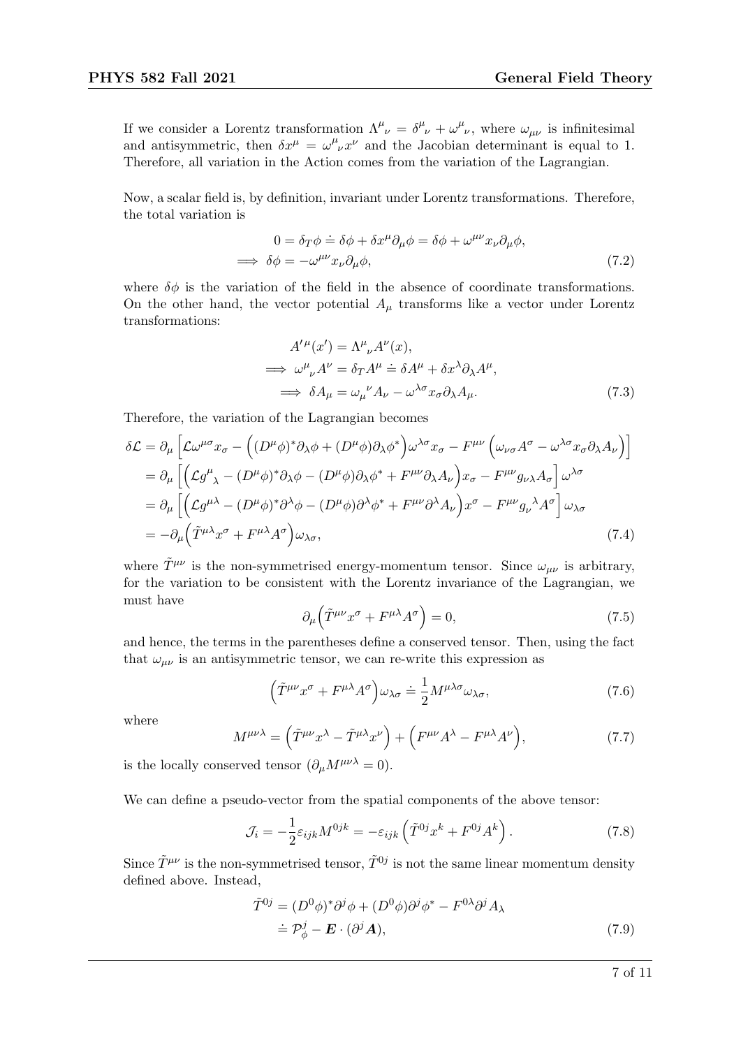If we consider a Lorentz transformation $\Lambda^{\mu}{}_{\nu} = \delta^{\mu}{}_{\nu} + \omega^{\mu}{}_{\nu}$, where $\omega_{\mu\nu}$ is infinitesimal and antisymmetric, then $\delta x^{\mu} = \omega^{\mu}{}_{\nu} x^{\nu}$ and the Jacobian determinant is equal to 1. Therefore, all variation in the Action comes from the variation of the Lagrangian.

Now, a scalar field is, by definition, invariant under Lorentz transformations. Therefore, the total variation is

$$
\begin{aligned}
0 = \delta_T \phi &\doteq \delta\phi + \delta x^{\mu}\partial_{\mu}\phi = \delta\phi + \omega^{\mu\nu}x_{\nu}\partial_{\mu}\phi, \\
\implies \delta\phi &= -\omega^{\mu\nu}x_{\nu}\partial_{\mu}\phi,
\end{aligned}
\tag{7.2}
$$

where $\delta\phi$ is the variation of the field in the absence of coordinate transformations. On the other hand, the vector potential $A_{\mu}$ transforms like a vector under Lorentz transformations:

$$
\begin{aligned}
A'^{\mu}(x') &= \Lambda^{\mu}{}_{\nu}A^{\nu}(x), \\
\implies \omega^{\mu}{}_{\nu}A^{\nu} &= \delta_T A^{\mu} \doteq \delta A^{\mu} + \delta x^{\lambda}\partial_{\lambda}A^{\mu}, \\
\implies \delta A_{\mu} &= \omega_{\mu}{}^{\nu}A_{\nu} - \omega^{\lambda\sigma}x_{\sigma}\partial_{\lambda}A_{\mu}.
\end{aligned}
\tag{7.3}
$$

Therefore, the variation of the Lagrangian becomes

$$
\begin{aligned}
\delta\mathcal{L} &= \partial_{\mu}\Big[\mathcal{L}\omega^{\mu\sigma}x_{\sigma} - \Big((D^{\mu}\phi)^{*}\partial_{\lambda}\phi + (D^{\mu}\phi)\partial_{\lambda}\phi^{*}\Big)\omega^{\lambda\sigma}x_{\sigma} - F^{\mu\nu}\Big(\omega_{\nu\sigma}A^{\sigma} - \omega^{\lambda\sigma}x_{\sigma}\partial_{\lambda}A_{\nu}\Big)\Big] \\
&= \partial_{\mu}\Big[\Big(\mathcal{L}g^{\mu}{}_{\lambda} - (D^{\mu}\phi)^{*}\partial_{\lambda}\phi - (D^{\mu}\phi)\partial_{\lambda}\phi^{*} + F^{\mu\nu}\partial_{\lambda}A_{\nu}\Big)x_{\sigma} - F^{\mu\nu}g_{\nu\lambda}A_{\sigma}\Big]\,\omega^{\lambda\sigma} \\
&= \partial_{\mu}\Big[\Big(\mathcal{L}g^{\mu\lambda} - (D^{\mu}\phi)^{*}\partial^{\lambda}\phi - (D^{\mu}\phi)\partial^{\lambda}\phi^{*} + F^{\mu\nu}\partial^{\lambda}A_{\nu}\Big)x^{\sigma} - F^{\mu\nu}g_{\nu}{}^{\lambda}A^{\sigma}\Big]\,\omega_{\lambda\sigma} \\
&= -\partial_{\mu}\Big(\tilde{T}^{\mu\lambda}x^{\sigma} + F^{\mu\lambda}A^{\sigma}\Big)\omega_{\lambda\sigma},
\end{aligned}
\tag{7.4}
$$

where $\tilde{T}^{\mu\nu}$ is the non-symmetrised energy-momentum tensor. Since $\omega_{\mu\nu}$ is arbitrary, for the variation to be consistent with the Lorentz invariance of the Lagrangian, we must have

$$
\partial_{\mu}\Big(\tilde{T}^{\mu\nu}x^{\sigma} + F^{\mu\lambda}A^{\sigma}\Big) = 0,
\tag{7.5}
$$

and hence, the terms in the parentheses define a conserved tensor. Then, using the fact that $\omega_{\mu\nu}$ is an antisymmetric tensor, we can re-write this expression as

$$
\Big(\tilde{T}^{\mu\nu}x^{\sigma} + F^{\mu\lambda}A^{\sigma}\Big)\omega_{\lambda\sigma} \doteq \frac{1}{2}M^{\mu\lambda\sigma}\omega_{\lambda\sigma},
\tag{7.6}
$$

where

$$
M^{\mu\nu\lambda} = \Big(\tilde{T}^{\mu\nu}x^{\lambda} - \tilde{T}^{\mu\lambda}x^{\nu}\Big) + \Big(F^{\mu\nu}A^{\lambda} - F^{\mu\lambda}A^{\nu}\Big),
\tag{7.7}
$$

is the locally conserved tensor ($\partial_{\mu}M^{\mu\nu\lambda} = 0$).

We can define a pseudo-vector from the spatial components of the above tensor:

$$
\mathcal{J}_i = -\frac{1}{2}\varepsilon_{ijk}M^{0jk} = -\varepsilon_{ijk}\left(\tilde{T}^{0j}x^{k} + F^{0j}A^{k}\right).
\tag{7.8}
$$

Since $\tilde{T}^{\mu\nu}$ is the non-symmetrised tensor, $\tilde{T}^{0j}$ is not the same linear momentum density defined above. Instead,

$$
\begin{aligned}
\tilde{T}^{0j} &= (D^{0}\phi)^{*}\partial^{j}\phi + (D^{0}\phi)\partial^{j}\phi^{*} - F^{0\lambda}\partial^{j}A_{\lambda} \\
&\doteq \mathcal{P}^{j}_{\phi} - \boldsymbol{E}\cdot(\partial^{j}\boldsymbol{A}),
\end{aligned}
\tag{7.9}
$$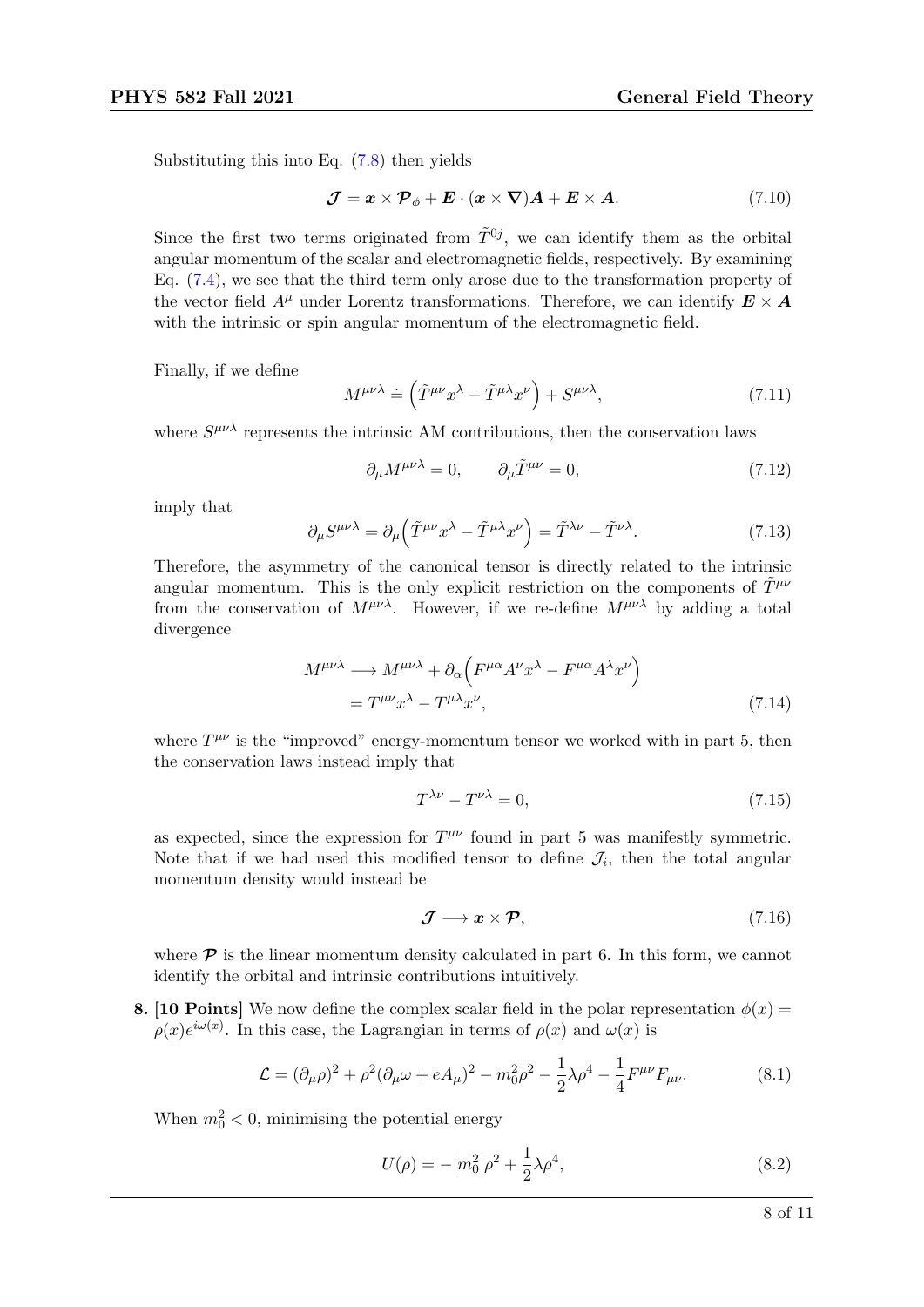Substituting this into Eq. (7.8) then yields

$$\boldsymbol{\mathcal{J}} = \boldsymbol{x} \times \boldsymbol{\mathcal{P}}_\phi + \boldsymbol{E} \cdot (\boldsymbol{x} \times \boldsymbol{\nabla})\boldsymbol{A} + \boldsymbol{E} \times \boldsymbol{A}. \tag{7.10}$$

Since the first two terms originated from $\tilde{T}^{0j}$, we can identify them as the orbital angular momentum of the scalar and electromagnetic fields, respectively. By examining Eq. (7.4), we see that the third term only arose due to the transformation property of the vector field $A^\mu$ under Lorentz transformations. Therefore, we can identify $\boldsymbol{E} \times \boldsymbol{A}$ with the intrinsic or spin angular momentum of the electromagnetic field.

Finally, if we define

$$M^{\mu\nu\lambda} \doteq \left(\tilde{T}^{\mu\nu} x^\lambda - \tilde{T}^{\mu\lambda} x^\nu\right) + S^{\mu\nu\lambda}, \tag{7.11}$$

where $S^{\mu\nu\lambda}$ represents the intrinsic AM contributions, then the conservation laws

$$\partial_\mu M^{\mu\nu\lambda} = 0, \qquad \partial_\mu \tilde{T}^{\mu\nu} = 0, \tag{7.12}$$

imply that

$$\partial_\mu S^{\mu\nu\lambda} = \partial_\mu\left(\tilde{T}^{\mu\nu} x^\lambda - \tilde{T}^{\mu\lambda} x^\nu\right) = \tilde{T}^{\lambda\nu} - \tilde{T}^{\nu\lambda}. \tag{7.13}$$

Therefore, the asymmetry of the canonical tensor is directly related to the intrinsic angular momentum. This is the only explicit restriction on the components of $\tilde{T}^{\mu\nu}$ from the conservation of $M^{\mu\nu\lambda}$. However, if we re-define $M^{\mu\nu\lambda}$ by adding a total divergence

$$\begin{aligned} M^{\mu\nu\lambda} &\longrightarrow M^{\mu\nu\lambda} + \partial_\alpha\left(F^{\mu\alpha} A^\nu x^\lambda - F^{\mu\alpha} A^\lambda x^\nu\right) \\ &= T^{\mu\nu} x^\lambda - T^{\mu\lambda} x^\nu, \end{aligned} \tag{7.14}$$

where $T^{\mu\nu}$ is the "improved" energy-momentum tensor we worked with in part 5, then the conservation laws instead imply that

$$T^{\lambda\nu} - T^{\nu\lambda} = 0, \tag{7.15}$$

as expected, since the expression for $T^{\mu\nu}$ found in part 5 was manifestly symmetric. Note that if we had used this modified tensor to define $\mathcal{J}_i$, then the total angular momentum density would instead be

$$\boldsymbol{\mathcal{J}} \longrightarrow \boldsymbol{x} \times \boldsymbol{\mathcal{P}}, \tag{7.16}$$

where $\boldsymbol{\mathcal{P}}$ is the linear momentum density calculated in part 6. In this form, we cannot identify the orbital and intrinsic contributions intuitively.

**8. [10 Points]** We now define the complex scalar field in the polar representation $\phi(x) = \rho(x)e^{i\omega(x)}$. In this case, the Lagrangian in terms of $\rho(x)$ and $\omega(x)$ is

$$\mathcal{L} = (\partial_\mu \rho)^2 + \rho^2(\partial_\mu \omega + eA_\mu)^2 - m_0^2 \rho^2 - \frac{1}{2}\lambda\rho^4 - \frac{1}{4}F^{\mu\nu}F_{\mu\nu}. \tag{8.1}$$

When $m_0^2 < 0$, minimising the potential energy

$$U(\rho) = -|m_0^2|\rho^2 + \frac{1}{2}\lambda\rho^4, \tag{8.2}$$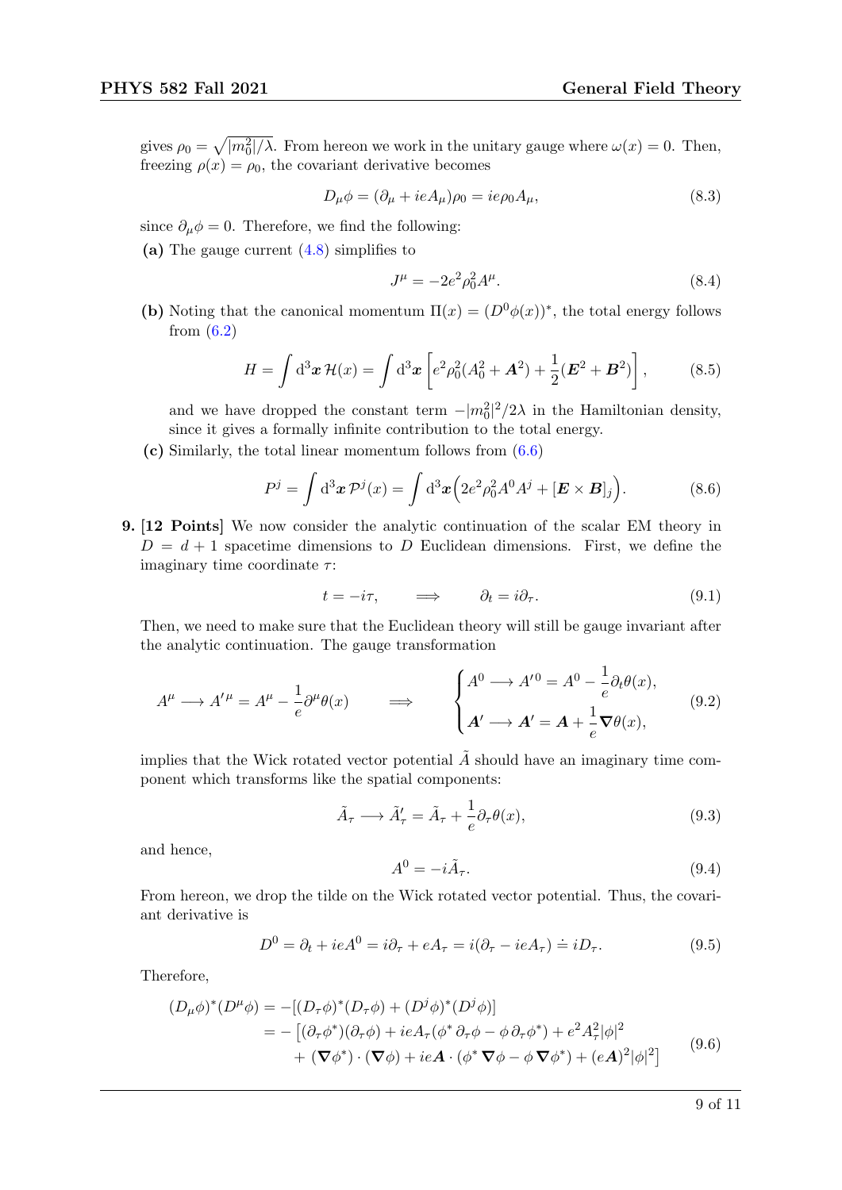gives $\rho_0 = \sqrt{|m_0^2|/\lambda}$. From hereon we work in the unitary gauge where $\omega(x) = 0$. Then, freezing $\rho(x) = \rho_0$, the covariant derivative becomes

$$D_\mu \phi = (\partial_\mu + ieA_\mu)\rho_0 = ie\rho_0 A_\mu, \tag{8.3}$$

since $\partial_\mu \phi = 0$. Therefore, we find the following:

**(a)** The gauge current (4.8) simplifies to

$$J^\mu = -2e^2\rho_0^2 A^\mu. \tag{8.4}$$

**(b)** Noting that the canonical momentum $\Pi(x) = (D^0\phi(x))^*$, the total energy follows from (6.2)

$$H = \int \mathrm{d}^3\boldsymbol{x}\, \mathcal{H}(x) = \int \mathrm{d}^3\boldsymbol{x} \left[ e^2\rho_0^2(A_0^2 + \boldsymbol{A}^2) + \frac{1}{2}(\boldsymbol{E}^2 + \boldsymbol{B}^2)\right], \tag{8.5}$$

and we have dropped the constant term $-|m_0^2|^2/2\lambda$ in the Hamiltonian density, since it gives a formally infinite contribution to the total energy.

**(c)** Similarly, the total linear momentum follows from (6.6)

$$P^j = \int \mathrm{d}^3\boldsymbol{x}\, \mathcal{P}^j(x) = \int \mathrm{d}^3\boldsymbol{x} \Big( 2e^2\rho_0^2 A^0 A^j + [\boldsymbol{E} \times \boldsymbol{B}]_j \Big). \tag{8.6}$$

**9. [12 Points]** We now consider the analytic continuation of the scalar EM theory in $D = d+1$ spacetime dimensions to $D$ Euclidean dimensions. First, we define the imaginary time coordinate $\tau$:

$$t = -i\tau, \qquad \Longrightarrow \qquad \partial_t = i\partial_\tau. \tag{9.1}$$

Then, we need to make sure that the Euclidean theory will still be gauge invariant after the analytic continuation. The gauge transformation

$$A^\mu \longrightarrow A'^\mu = A^\mu - \frac{1}{e}\partial^\mu\theta(x) \qquad \Longrightarrow \qquad \begin{cases} A^0 \longrightarrow A'^0 = A^0 - \dfrac{1}{e}\partial_t\theta(x), \\ \boldsymbol{A} \longrightarrow \boldsymbol{A}' = \boldsymbol{A} + \dfrac{1}{e}\boldsymbol{\nabla}\theta(x), \end{cases} \tag{9.2}$$

implies that the Wick rotated vector potential $\tilde{A}$ should have an imaginary time component which transforms like the spatial components:

$$\tilde{A}_\tau \longrightarrow \tilde{A}'_\tau = \tilde{A}_\tau + \frac{1}{e}\partial_\tau\theta(x), \tag{9.3}$$

and hence,

$$A^0 = -i\tilde{A}_\tau. \tag{9.4}$$

From hereon, we drop the tilde on the Wick rotated vector potential. Thus, the covariant derivative is

$$D^0 = \partial_t + ieA^0 = i\partial_\tau + eA_\tau = i(\partial_\tau - ieA_\tau) \doteq iD_\tau. \tag{9.5}$$

Therefore,

$$\begin{aligned}(D_\mu\phi)^*(D^\mu\phi) &= -[(D_\tau\phi)^*(D_\tau\phi) + (D^j\phi)^*(D^j\phi)] \\ &= -\big[(\partial_\tau\phi^*)(\partial_\tau\phi) + ieA_\tau(\phi^*\,\partial_\tau\phi - \phi\,\partial_\tau\phi^*) + e^2A_\tau^2|\phi|^2 \\ &\quad + (\boldsymbol{\nabla}\phi^*)\cdot(\boldsymbol{\nabla}\phi) + ie\boldsymbol{A}\cdot(\phi^*\,\boldsymbol{\nabla}\phi - \phi\,\boldsymbol{\nabla}\phi^*) + (e\boldsymbol{A})^2|\phi|^2\big]\end{aligned} \tag{9.6}$$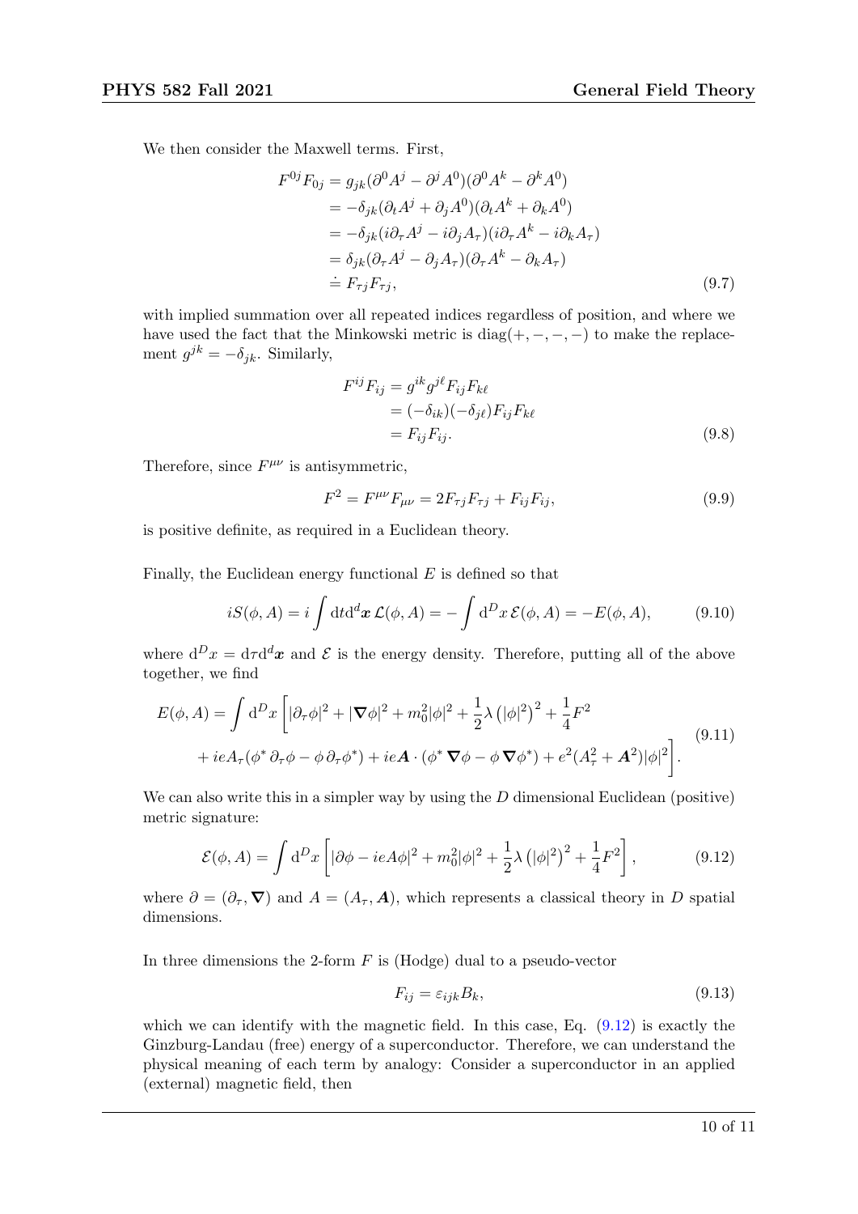We then consider the Maxwell terms. First,

$$
\begin{aligned}
F^{0j}F_{0j} &= g_{jk}(\partial^0 A^j - \partial^j A^0)(\partial^0 A^k - \partial^k A^0) \\
&= -\delta_{jk}(\partial_t A^j + \partial_j A^0)(\partial_t A^k + \partial_k A^0) \\
&= -\delta_{jk}(i\partial_\tau A^j - i\partial_j A_\tau)(i\partial_\tau A^k - i\partial_k A_\tau) \\
&= \delta_{jk}(\partial_\tau A^j - \partial_j A_\tau)(\partial_\tau A^k - \partial_k A_\tau) \\
&\doteq F_{\tau j}F_{\tau j},
\end{aligned}
\tag{9.7}
$$

with implied summation over all repeated indices regardless of position, and where we have used the fact that the Minkowski metric is $\mathrm{diag}(+,-,-,-)$ to make the replacement $g^{jk} = -\delta_{jk}$. Similarly,

$$
\begin{aligned}
F^{ij}F_{ij} &= g^{ik}g^{j\ell}F_{ij}F_{k\ell} \\
&= (-\delta_{ik})(-\delta_{j\ell})F_{ij}F_{k\ell} \\
&= F_{ij}F_{ij}.
\end{aligned}
\tag{9.8}
$$

Therefore, since $F^{\mu\nu}$ is antisymmetric,

$$
F^2 = F^{\mu\nu}F_{\mu\nu} = 2F_{\tau j}F_{\tau j} + F_{ij}F_{ij},
\tag{9.9}
$$

is positive definite, as required in a Euclidean theory.

Finally, the Euclidean energy functional $E$ is defined so that

$$
iS(\phi, A) = i\int \mathrm{d}t\mathrm{d}^d\boldsymbol{x}\,\mathcal{L}(\phi, A) = -\int \mathrm{d}^D x\,\mathcal{E}(\phi, A) = -E(\phi, A),
\tag{9.10}
$$

where $\mathrm{d}^D x = \mathrm{d}\tau\mathrm{d}^d\boldsymbol{x}$ and $\mathcal{E}$ is the energy density. Therefore, putting all of the above together, we find

$$
\begin{aligned}
E(\phi, A) = \int \mathrm{d}^D x\,\bigg[&|\partial_\tau\phi|^2 + |\boldsymbol{\nabla}\phi|^2 + m_0^2|\phi|^2 + \frac{1}{2}\lambda\left(|\phi|^2\right)^2 + \frac{1}{4}F^2 \\
&+ ieA_\tau(\phi^*\,\partial_\tau\phi - \phi\,\partial_\tau\phi^*) + ie\boldsymbol{A}\cdot(\phi^*\,\boldsymbol{\nabla}\phi - \phi\,\boldsymbol{\nabla}\phi^*) + e^2(A_\tau^2 + \boldsymbol{A}^2)|\phi|^2\bigg].
\end{aligned}
\tag{9.11}
$$

We can also write this in a simpler way by using the $D$ dimensional Euclidean (positive) metric signature:

$$
\mathcal{E}(\phi, A) = \int \mathrm{d}^D x\left[|\partial\phi - ieA\phi|^2 + m_0^2|\phi|^2 + \frac{1}{2}\lambda\left(|\phi|^2\right)^2 + \frac{1}{4}F^2\right],
\tag{9.12}
$$

where $\partial = (\partial_\tau, \boldsymbol{\nabla})$ and $A = (A_\tau, \boldsymbol{A})$, which represents a classical theory in $D$ spatial dimensions.

In three dimensions the 2-form $F$ is (Hodge) dual to a pseudo-vector

$$
F_{ij} = \varepsilon_{ijk}B_k,
\tag{9.13}
$$

which we can identify with the magnetic field. In this case, Eq. (9.12) is exactly the Ginzburg-Landau (free) energy of a superconductor. Therefore, we can understand the physical meaning of each term by analogy: Consider a superconductor in an applied (external) magnetic field, then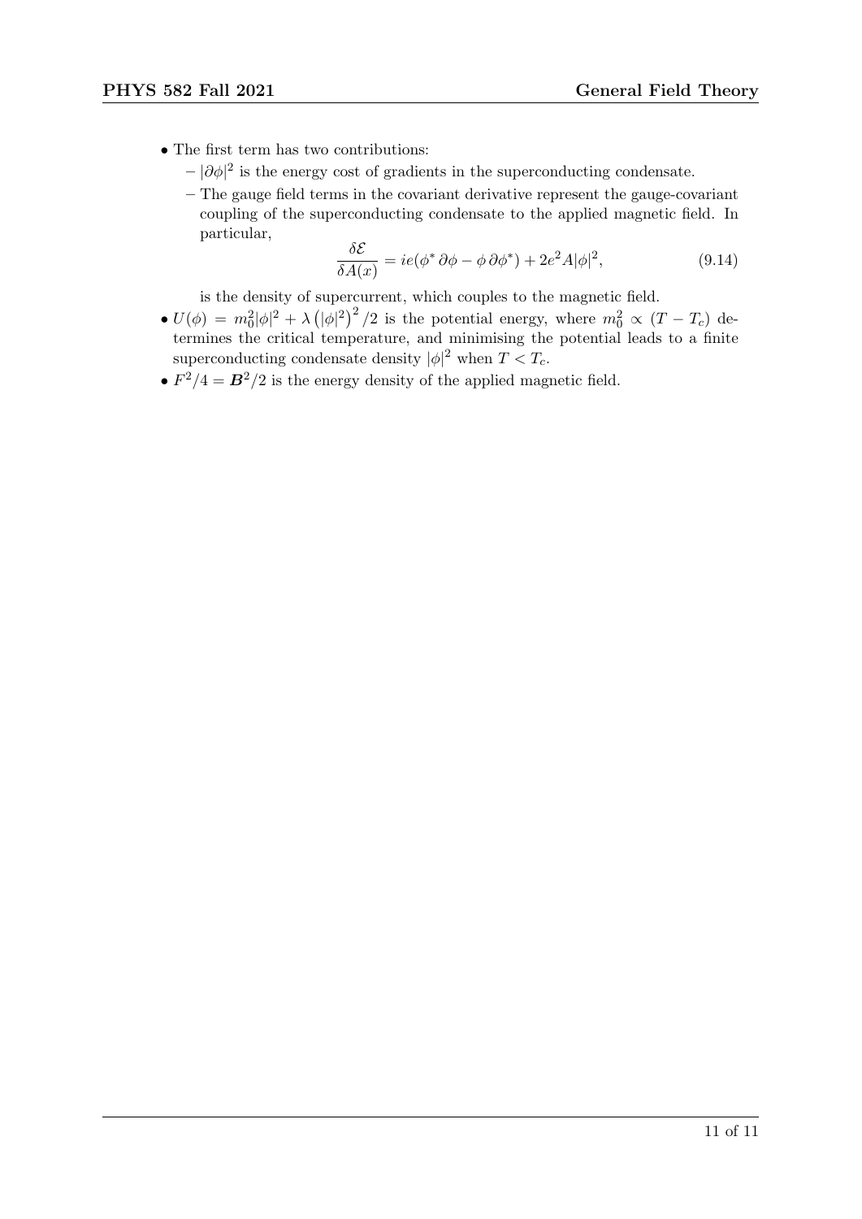- The first term has two contributions:
  - $|\partial\phi|^2$ is the energy cost of gradients in the superconducting condensate.
  - The gauge field terms in the covariant derivative represent the gauge-covariant coupling of the superconducting condensate to the applied magnetic field. In particular,

    $$\frac{\delta \mathcal{E}}{\delta A(x)} = ie(\phi^* \, \partial\phi - \phi \, \partial\phi^*) + 2e^2 A|\phi|^2, \tag{9.14}$$

    is the density of supercurrent, which couples to the magnetic field.
- $U(\phi) = m_0^2|\phi|^2 + \lambda \left(|\phi|^2\right)^2/2$ is the potential energy, where $m_0^2 \propto (T - T_c)$ determines the critical temperature, and minimising the potential leads to a finite superconducting condensate density $|\phi|^2$ when $T < T_c$.
- $F^2/4 = \boldsymbol{B}^2/2$ is the energy density of the applied magnetic field.